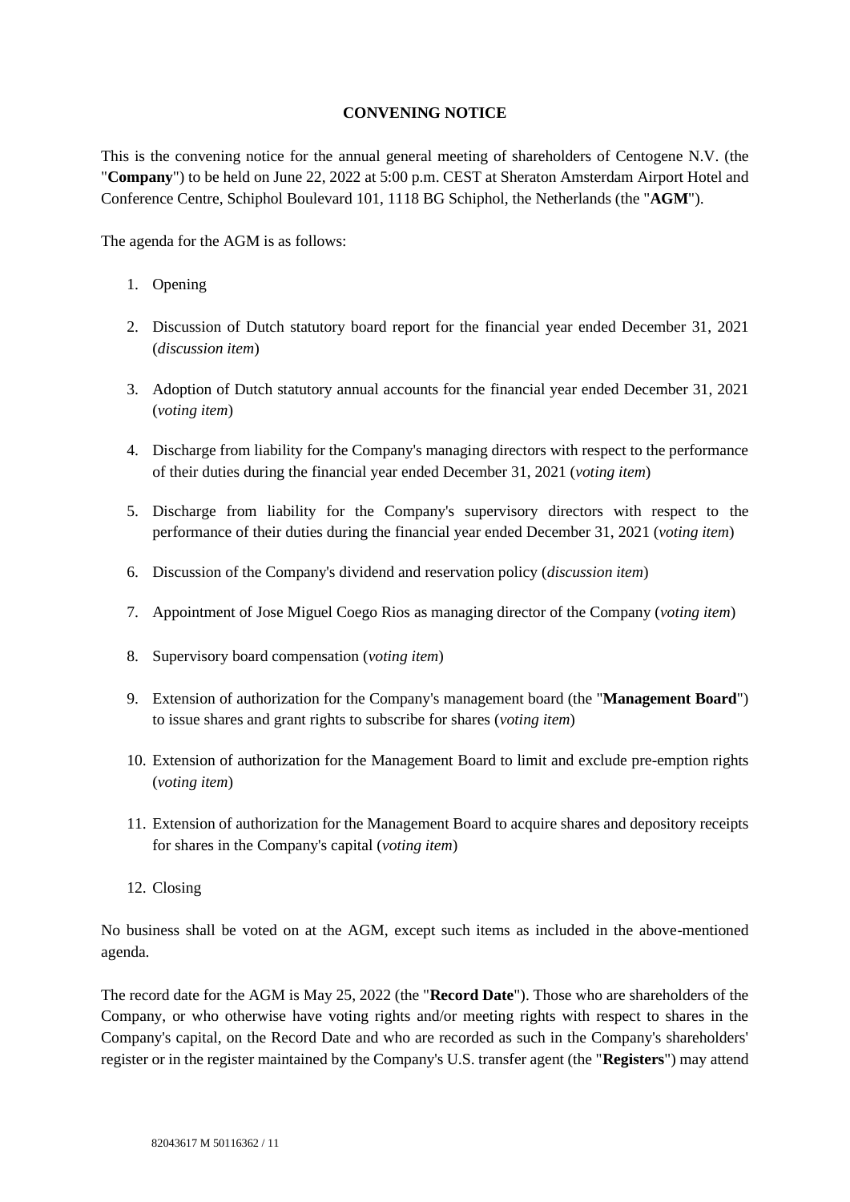# CONVENING NOTICE

This is the convening notice for the annual general meeting of shareholders of Centogene N.V. (the "**Company**") to be held on June 22, 2022 at 5:00 p.m. CEST at Sheraton Amsterdam Airport Hotel and Conference Centre, Schiphol Boulevard 101, 1118 BG Schiphol, the Netherlands (the "**AGM**").

The agenda for the AGM is as follows:

1. Opening
2. Discussion of Dutch statutory board report for the financial year ended December 31, 2021 (*discussion item*)
3. Adoption of Dutch statutory annual accounts for the financial year ended December 31, 2021 (*voting item*)
4. Discharge from liability for the Company's managing directors with respect to the performance of their duties during the financial year ended December 31, 2021 (*voting item*)
5. Discharge from liability for the Company's supervisory directors with respect to the performance of their duties during the financial year ended December 31, 2021 (*voting item*)
6. Discussion of the Company's dividend and reservation policy (*discussion item*)
7. Appointment of Jose Miguel Coego Rios as managing director of the Company (*voting item*)
8. Supervisory board compensation (*voting item*)
9. Extension of authorization for the Company's management board (the "**Management Board**") to issue shares and grant rights to subscribe for shares (*voting item*)
10. Extension of authorization for the Management Board to limit and exclude pre-emption rights (*voting item*)
11. Extension of authorization for the Management Board to acquire shares and depository receipts for shares in the Company's capital (*voting item*)
12. Closing

No business shall be voted on at the AGM, except such items as included in the above-mentioned agenda.

The record date for the AGM is May 25, 2022 (the "**Record Date**"). Those who are shareholders of the Company, or who otherwise have voting rights and/or meeting rights with respect to shares in the Company's capital, on the Record Date and who are recorded as such in the Company's shareholders' register or in the register maintained by the Company's U.S. transfer agent (the "**Registers**") may attend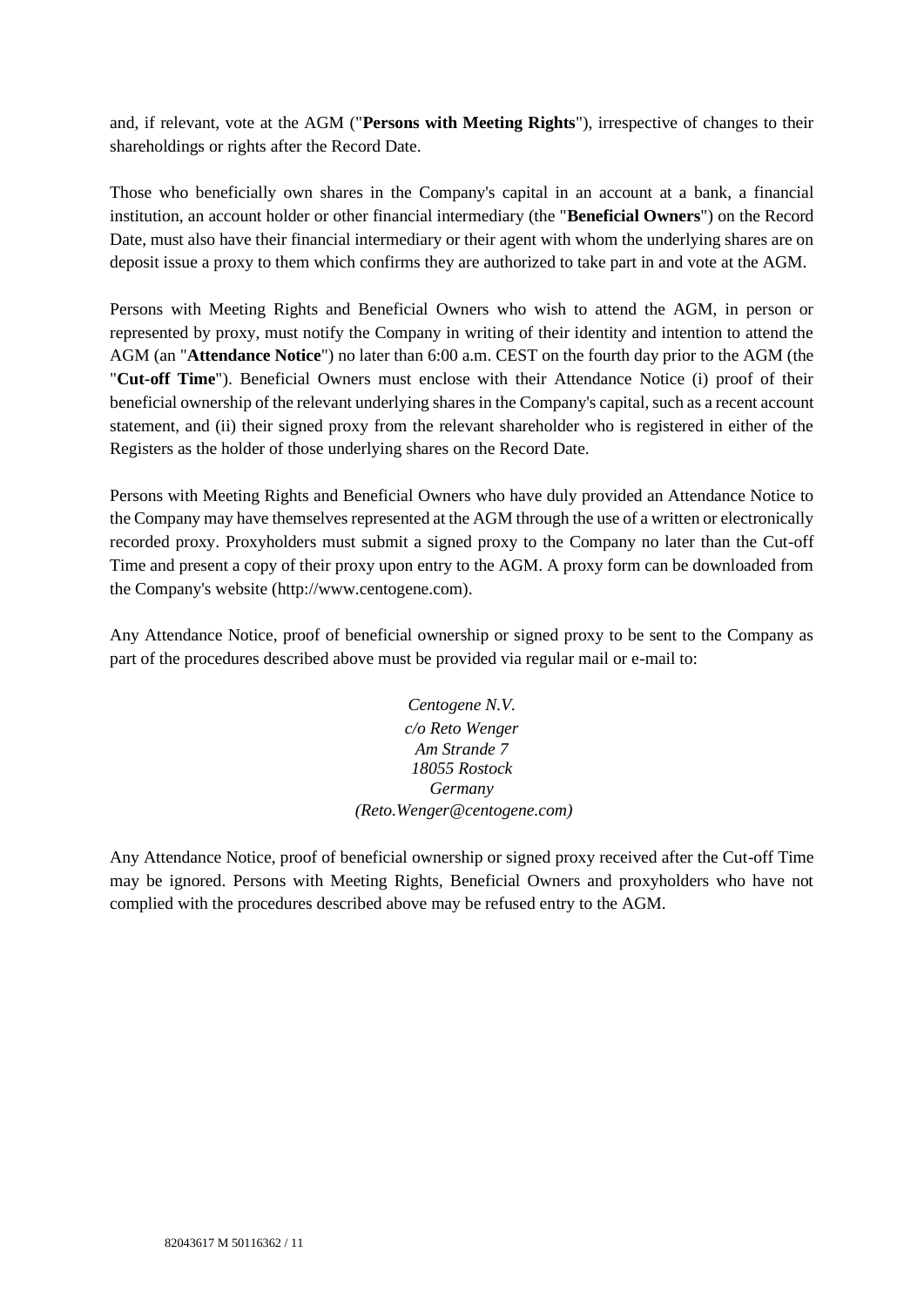and, if relevant, vote at the AGM ("**Persons with Meeting Rights**"), irrespective of changes to their shareholdings or rights after the Record Date.

Those who beneficially own shares in the Company's capital in an account at a bank, a financial institution, an account holder or other financial intermediary (the "**Beneficial Owners**") on the Record Date, must also have their financial intermediary or their agent with whom the underlying shares are on deposit issue a proxy to them which confirms they are authorized to take part in and vote at the AGM.

Persons with Meeting Rights and Beneficial Owners who wish to attend the AGM, in person or represented by proxy, must notify the Company in writing of their identity and intention to attend the AGM (an "**Attendance Notice**") no later than 6:00 a.m. CEST on the fourth day prior to the AGM (the "**Cut-off Time**"). Beneficial Owners must enclose with their Attendance Notice (i) proof of their beneficial ownership of the relevant underlying shares in the Company's capital, such as a recent account statement, and (ii) their signed proxy from the relevant shareholder who is registered in either of the Registers as the holder of those underlying shares on the Record Date.

Persons with Meeting Rights and Beneficial Owners who have duly provided an Attendance Notice to the Company may have themselves represented at the AGM through the use of a written or electronically recorded proxy. Proxyholders must submit a signed proxy to the Company no later than the Cut-off Time and present a copy of their proxy upon entry to the AGM. A proxy form can be downloaded from the Company's website (http://www.centogene.com).

Any Attendance Notice, proof of beneficial ownership or signed proxy to be sent to the Company as part of the procedures described above must be provided via regular mail or e-mail to:

*Centogene N.V.*
*c/o Reto Wenger*
*Am Strande 7*
*18055 Rostock*
*Germany*
*(Reto.Wenger@centogene.com)*

Any Attendance Notice, proof of beneficial ownership or signed proxy received after the Cut-off Time may be ignored. Persons with Meeting Rights, Beneficial Owners and proxyholders who have not complied with the procedures described above may be refused entry to the AGM.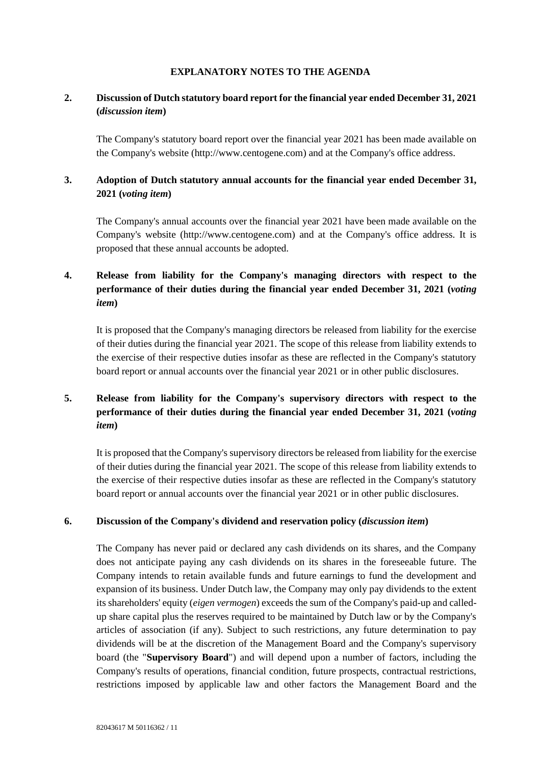# EXPLANATORY NOTES TO THE AGENDA

## 2. Discussion of Dutch statutory board report for the financial year ended December 31, 2021 (*discussion item*)

The Company's statutory board report over the financial year 2021 has been made available on the Company's website (http://www.centogene.com) and at the Company's office address.

## 3. Adoption of Dutch statutory annual accounts for the financial year ended December 31, 2021 (*voting item*)

The Company's annual accounts over the financial year 2021 have been made available on the Company's website (http://www.centogene.com) and at the Company's office address. It is proposed that these annual accounts be adopted.

## 4. Release from liability for the Company's managing directors with respect to the performance of their duties during the financial year ended December 31, 2021 (*voting item*)

It is proposed that the Company's managing directors be released from liability for the exercise of their duties during the financial year 2021. The scope of this release from liability extends to the exercise of their respective duties insofar as these are reflected in the Company's statutory board report or annual accounts over the financial year 2021 or in other public disclosures.

## 5. Release from liability for the Company's supervisory directors with respect to the performance of their duties during the financial year ended December 31, 2021 (*voting item*)

It is proposed that the Company's supervisory directors be released from liability for the exercise of their duties during the financial year 2021. The scope of this release from liability extends to the exercise of their respective duties insofar as these are reflected in the Company's statutory board report or annual accounts over the financial year 2021 or in other public disclosures.

## 6. Discussion of the Company's dividend and reservation policy (*discussion item*)

The Company has never paid or declared any cash dividends on its shares, and the Company does not anticipate paying any cash dividends on its shares in the foreseeable future. The Company intends to retain available funds and future earnings to fund the development and expansion of its business. Under Dutch law, the Company may only pay dividends to the extent its shareholders' equity (*eigen vermogen*) exceeds the sum of the Company's paid-up and called-up share capital plus the reserves required to be maintained by Dutch law or by the Company's articles of association (if any). Subject to such restrictions, any future determination to pay dividends will be at the discretion of the Management Board and the Company's supervisory board (the "**Supervisory Board**") and will depend upon a number of factors, including the Company's results of operations, financial condition, future prospects, contractual restrictions, restrictions imposed by applicable law and other factors the Management Board and the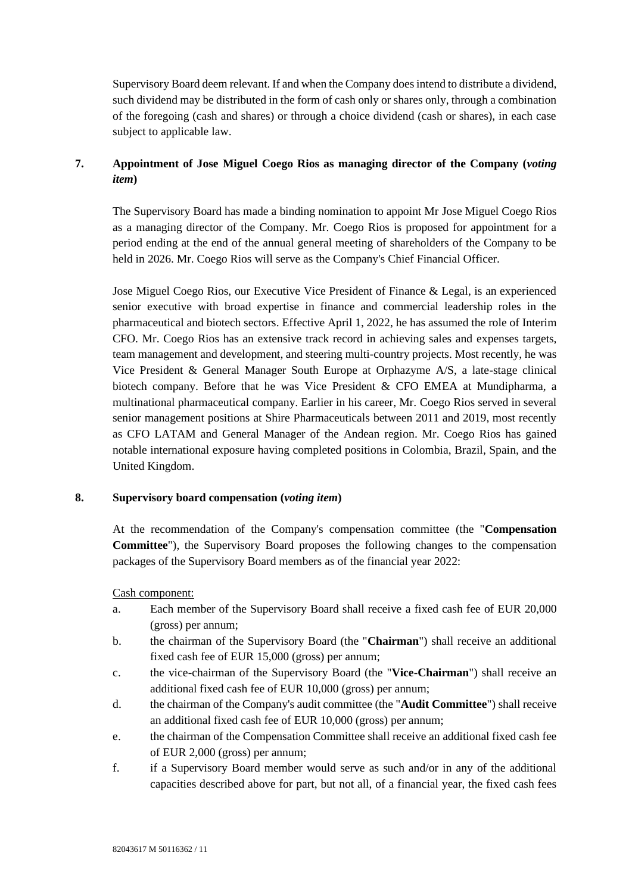Supervisory Board deem relevant. If and when the Company does intend to distribute a dividend, such dividend may be distributed in the form of cash only or shares only, through a combination of the foregoing (cash and shares) or through a choice dividend (cash or shares), in each case subject to applicable law.

## 7. Appointment of Jose Miguel Coego Rios as managing director of the Company (*voting item*)

The Supervisory Board has made a binding nomination to appoint Mr Jose Miguel Coego Rios as a managing director of the Company. Mr. Coego Rios is proposed for appointment for a period ending at the end of the annual general meeting of shareholders of the Company to be held in 2026. Mr. Coego Rios will serve as the Company's Chief Financial Officer.

Jose Miguel Coego Rios, our Executive Vice President of Finance & Legal, is an experienced senior executive with broad expertise in finance and commercial leadership roles in the pharmaceutical and biotech sectors. Effective April 1, 2022, he has assumed the role of Interim CFO. Mr. Coego Rios has an extensive track record in achieving sales and expenses targets, team management and development, and steering multi-country projects. Most recently, he was Vice President & General Manager South Europe at Orphazyme A/S, a late-stage clinical biotech company. Before that he was Vice President & CFO EMEA at Mundipharma, a multinational pharmaceutical company. Earlier in his career, Mr. Coego Rios served in several senior management positions at Shire Pharmaceuticals between 2011 and 2019, most recently as CFO LATAM and General Manager of the Andean region. Mr. Coego Rios has gained notable international exposure having completed positions in Colombia, Brazil, Spain, and the United Kingdom.

## 8. Supervisory board compensation (*voting item*)

At the recommendation of the Company's compensation committee (the "**Compensation Committee**"), the Supervisory Board proposes the following changes to the compensation packages of the Supervisory Board members as of the financial year 2022:

Cash component:

a. Each member of the Supervisory Board shall receive a fixed cash fee of EUR 20,000 (gross) per annum;

b. the chairman of the Supervisory Board (the "**Chairman**") shall receive an additional fixed cash fee of EUR 15,000 (gross) per annum;

c. the vice-chairman of the Supervisory Board (the "**Vice-Chairman**") shall receive an additional fixed cash fee of EUR 10,000 (gross) per annum;

d. the chairman of the Company's audit committee (the "**Audit Committee**") shall receive an additional fixed cash fee of EUR 10,000 (gross) per annum;

e. the chairman of the Compensation Committee shall receive an additional fixed cash fee of EUR 2,000 (gross) per annum;

f. if a Supervisory Board member would serve as such and/or in any of the additional capacities described above for part, but not all, of a financial year, the fixed cash fees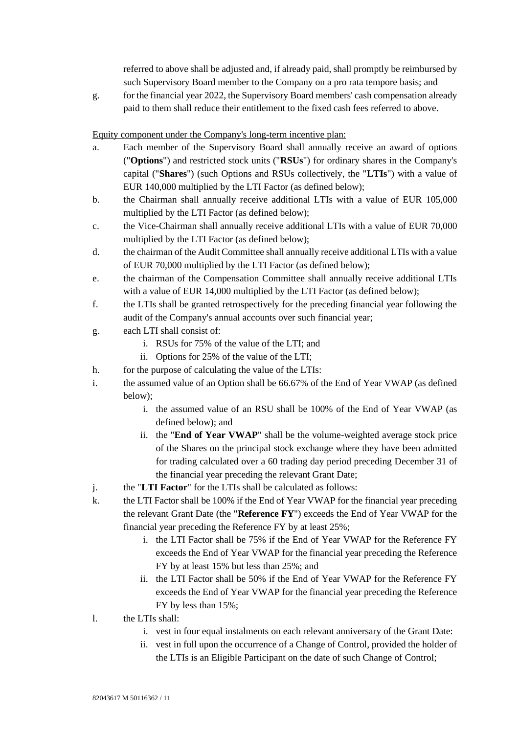referred to above shall be adjusted and, if already paid, shall promptly be reimbursed by such Supervisory Board member to the Company on a pro rata tempore basis; and

g. for the financial year 2022, the Supervisory Board members' cash compensation already paid to them shall reduce their entitlement to the fixed cash fees referred to above.

Equity component under the Company's long-term incentive plan:

a. Each member of the Supervisory Board shall annually receive an award of options ("**Options**") and restricted stock units ("**RSUs**") for ordinary shares in the Company's capital ("**Shares**") (such Options and RSUs collectively, the "**LTIs**") with a value of EUR 140,000 multiplied by the LTI Factor (as defined below);

b. the Chairman shall annually receive additional LTIs with a value of EUR 105,000 multiplied by the LTI Factor (as defined below);

c. the Vice-Chairman shall annually receive additional LTIs with a value of EUR 70,000 multiplied by the LTI Factor (as defined below);

d. the chairman of the Audit Committee shall annually receive additional LTIs with a value of EUR 70,000 multiplied by the LTI Factor (as defined below);

e. the chairman of the Compensation Committee shall annually receive additional LTIs with a value of EUR 14,000 multiplied by the LTI Factor (as defined below);

f. the LTIs shall be granted retrospectively for the preceding financial year following the audit of the Company's annual accounts over such financial year;

g. each LTI shall consist of:
   i. RSUs for 75% of the value of the LTI; and
   ii. Options for 25% of the value of the LTI;

h. for the purpose of calculating the value of the LTIs:

i. the assumed value of an Option shall be 66.67% of the End of Year VWAP (as defined below);
   i. the assumed value of an RSU shall be 100% of the End of Year VWAP (as defined below); and
   ii. the "**End of Year VWAP**" shall be the volume-weighted average stock price of the Shares on the principal stock exchange where they have been admitted for trading calculated over a 60 trading day period preceding December 31 of the financial year preceding the relevant Grant Date;

j. the "**LTI Factor**" for the LTIs shall be calculated as follows:

k. the LTI Factor shall be 100% if the End of Year VWAP for the financial year preceding the relevant Grant Date (the "**Reference FY**") exceeds the End of Year VWAP for the financial year preceding the Reference FY by at least 25%;
   i. the LTI Factor shall be 75% if the End of Year VWAP for the Reference FY exceeds the End of Year VWAP for the financial year preceding the Reference FY by at least 15% but less than 25%; and
   ii. the LTI Factor shall be 50% if the End of Year VWAP for the Reference FY exceeds the End of Year VWAP for the financial year preceding the Reference FY by less than 15%;

l. the LTIs shall:
   i. vest in four equal instalments on each relevant anniversary of the Grant Date:
   ii. vest in full upon the occurrence of a Change of Control, provided the holder of the LTIs is an Eligible Participant on the date of such Change of Control;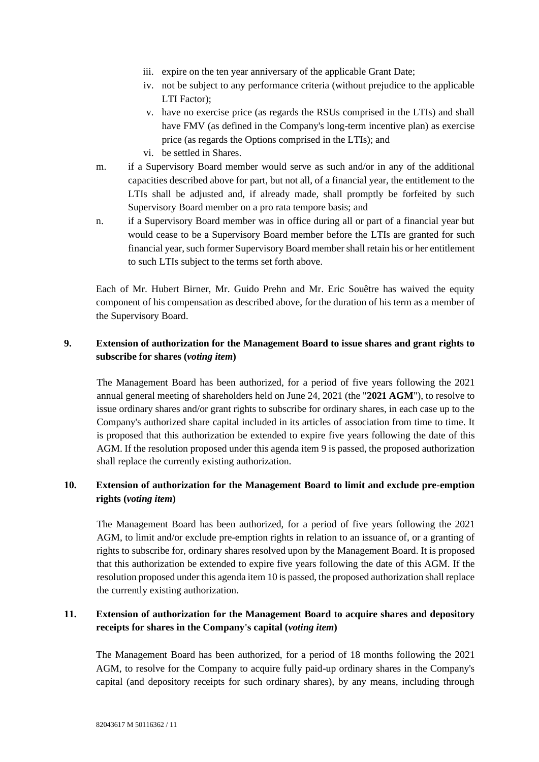- iii. expire on the ten year anniversary of the applicable Grant Date;
   - iv. not be subject to any performance criteria (without prejudice to the applicable LTI Factor);
   - v. have no exercise price (as regards the RSUs comprised in the LTIs) and shall have FMV (as defined in the Company's long-term incentive plan) as exercise price (as regards the Options comprised in the LTIs); and
   - vi. be settled in Shares.

m. if a Supervisory Board member would serve as such and/or in any of the additional capacities described above for part, but not all, of a financial year, the entitlement to the LTIs shall be adjusted and, if already made, shall promptly be forfeited by such Supervisory Board member on a pro rata tempore basis; and

n. if a Supervisory Board member was in office during all or part of a financial year but would cease to be a Supervisory Board member before the LTIs are granted for such financial year, such former Supervisory Board member shall retain his or her entitlement to such LTIs subject to the terms set forth above.

Each of Mr. Hubert Birner, Mr. Guido Prehn and Mr. Eric Souêtre has waived the equity component of his compensation as described above, for the duration of his term as a member of the Supervisory Board.

## 9. Extension of authorization for the Management Board to issue shares and grant rights to subscribe for shares (*voting item*)

The Management Board has been authorized, for a period of five years following the 2021 annual general meeting of shareholders held on June 24, 2021 (the "**2021 AGM**"), to resolve to issue ordinary shares and/or grant rights to subscribe for ordinary shares, in each case up to the Company's authorized share capital included in its articles of association from time to time. It is proposed that this authorization be extended to expire five years following the date of this AGM. If the resolution proposed under this agenda item 9 is passed, the proposed authorization shall replace the currently existing authorization.

## 10. Extension of authorization for the Management Board to limit and exclude pre-emption rights (*voting item*)

The Management Board has been authorized, for a period of five years following the 2021 AGM, to limit and/or exclude pre-emption rights in relation to an issuance of, or a granting of rights to subscribe for, ordinary shares resolved upon by the Management Board. It is proposed that this authorization be extended to expire five years following the date of this AGM. If the resolution proposed under this agenda item 10 is passed, the proposed authorization shall replace the currently existing authorization.

## 11. Extension of authorization for the Management Board to acquire shares and depository receipts for shares in the Company's capital (*voting item*)

The Management Board has been authorized, for a period of 18 months following the 2021 AGM, to resolve for the Company to acquire fully paid-up ordinary shares in the Company's capital (and depository receipts for such ordinary shares), by any means, including through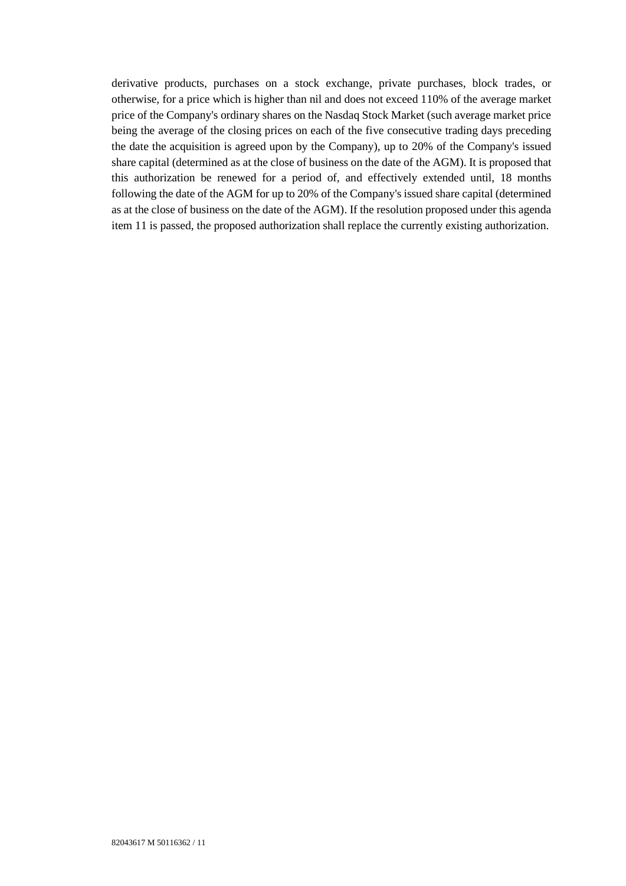derivative products, purchases on a stock exchange, private purchases, block trades, or otherwise, for a price which is higher than nil and does not exceed 110% of the average market price of the Company's ordinary shares on the Nasdaq Stock Market (such average market price being the average of the closing prices on each of the five consecutive trading days preceding the date the acquisition is agreed upon by the Company), up to 20% of the Company's issued share capital (determined as at the close of business on the date of the AGM). It is proposed that this authorization be renewed for a period of, and effectively extended until, 18 months following the date of the AGM for up to 20% of the Company's issued share capital (determined as at the close of business on the date of the AGM). If the resolution proposed under this agenda item 11 is passed, the proposed authorization shall replace the currently existing authorization.